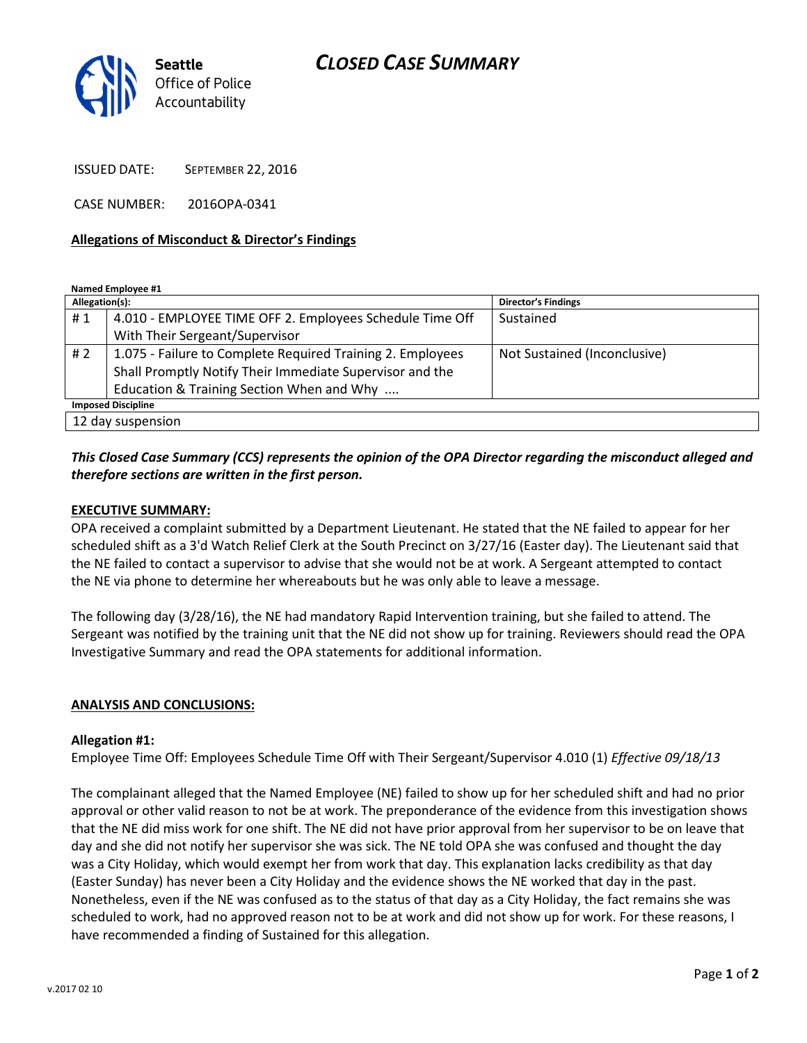# CLOSED CASE SUMMARY

Seattle Office of Police Accountability

ISSUED DATE: SEPTEMBER 22, 2016

CASE NUMBER: 2016OPA-0341

**Allegations of Misconduct & Director's Findings**

**Named Employee #1**

| Allegation(s): | | Director's Findings |
|---|---|---|
| # 1 | 4.010 - EMPLOYEE TIME OFF 2. Employees Schedule Time Off With Their Sergeant/Supervisor | Sustained |
| # 2 | 1.075 - Failure to Complete Required Training 2. Employees Shall Promptly Notify Their Immediate Supervisor and the Education & Training Section When and Why .... | Not Sustained (Inconclusive) |
| **Imposed Discipline** | | |
| 12 day suspension | | |

***This Closed Case Summary (CCS) represents the opinion of the OPA Director regarding the misconduct alleged and therefore sections are written in the first person.***

**EXECUTIVE SUMMARY:**

OPA received a complaint submitted by a Department Lieutenant. He stated that the NE failed to appear for her scheduled shift as a 3'd Watch Relief Clerk at the South Precinct on 3/27/16 (Easter day). The Lieutenant said that the NE failed to contact a supervisor to advise that she would not be at work. A Sergeant attempted to contact the NE via phone to determine her whereabouts but he was only able to leave a message.

The following day (3/28/16), the NE had mandatory Rapid Intervention training, but she failed to attend. The Sergeant was notified by the training unit that the NE did not show up for training. Reviewers should read the OPA Investigative Summary and read the OPA statements for additional information.

**ANALYSIS AND CONCLUSIONS:**

**Allegation #1:**

Employee Time Off: Employees Schedule Time Off with Their Sergeant/Supervisor 4.010 (1) *Effective 09/18/13*

The complainant alleged that the Named Employee (NE) failed to show up for her scheduled shift and had no prior approval or other valid reason to not be at work. The preponderance of the evidence from this investigation shows that the NE did miss work for one shift. The NE did not have prior approval from her supervisor to be on leave that day and she did not notify her supervisor she was sick. The NE told OPA she was confused and thought the day was a City Holiday, which would exempt her from work that day. This explanation lacks credibility as that day (Easter Sunday) has never been a City Holiday and the evidence shows the NE worked that day in the past. Nonetheless, even if the NE was confused as to the status of that day as a City Holiday, the fact remains she was scheduled to work, had no approved reason not to be at work and did not show up for work. For these reasons, I have recommended a finding of Sustained for this allegation.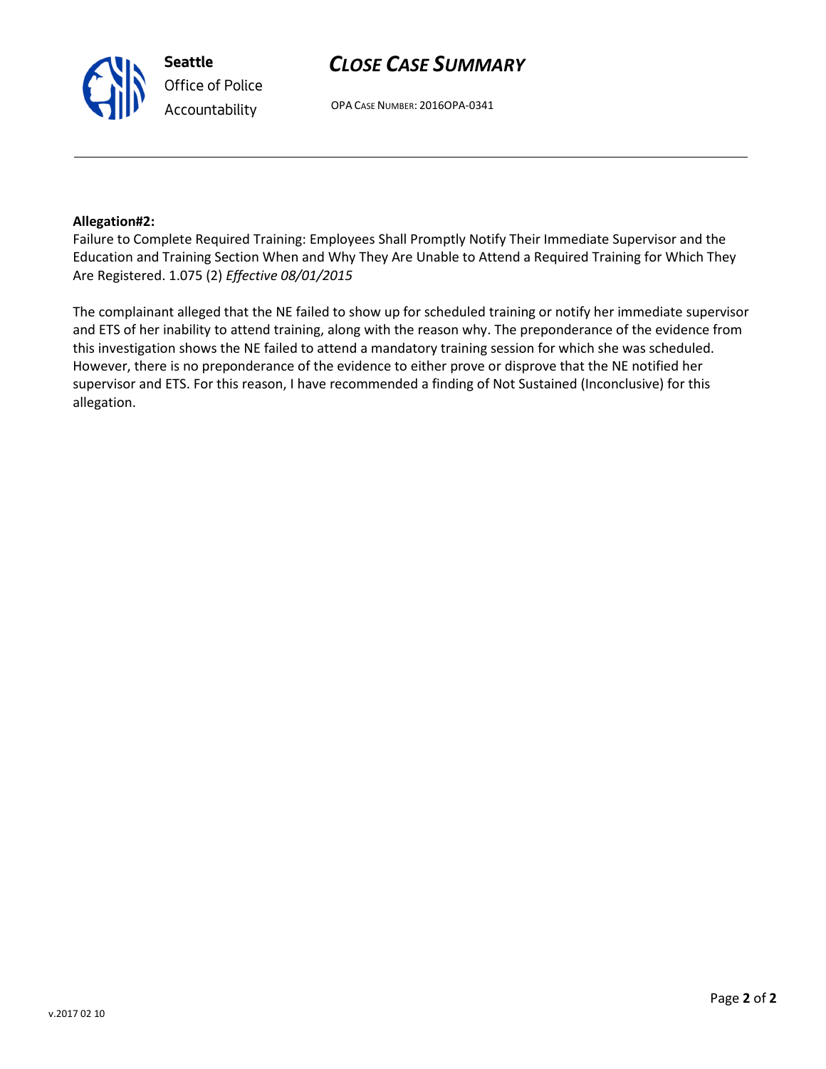**Allegation#2:**
Failure to Complete Required Training: Employees Shall Promptly Notify Their Immediate Supervisor and the Education and Training Section When and Why They Are Unable to Attend a Required Training for Which They Are Registered. 1.075 (2) *Effective 08/01/2015*

The complainant alleged that the NE failed to show up for scheduled training or notify her immediate supervisor and ETS of her inability to attend training, along with the reason why. The preponderance of the evidence from this investigation shows the NE failed to attend a mandatory training session for which she was scheduled. However, there is no preponderance of the evidence to either prove or disprove that the NE notified her supervisor and ETS. For this reason, I have recommended a finding of Not Sustained (Inconclusive) for this allegation.